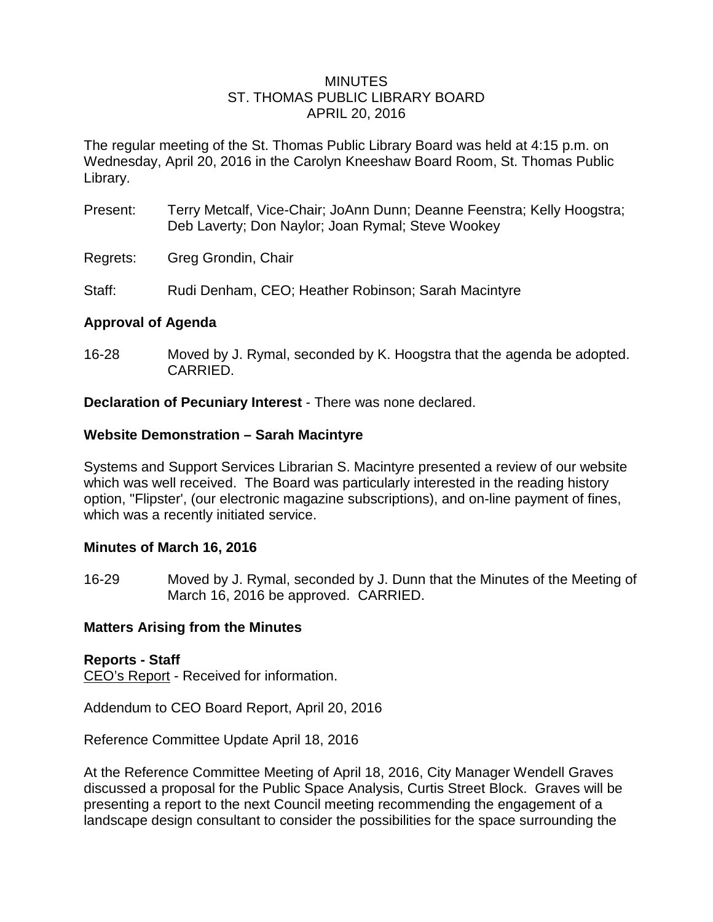MINUTES
ST. THOMAS PUBLIC LIBRARY BOARD
APRIL 20, 2016

The regular meeting of the St. Thomas Public Library Board was held at 4:15 p.m. on Wednesday, April 20, 2016 in the Carolyn Kneeshaw Board Room, St. Thomas Public Library.

Present: Terry Metcalf, Vice-Chair; JoAnn Dunn; Deanne Feenstra; Kelly Hoogstra; Deb Laverty; Don Naylor; Joan Rymal; Steve Wookey

Regrets: Greg Grondin, Chair

Staff: Rudi Denham, CEO; Heather Robinson; Sarah Macintyre

**Approval of Agenda**

16-28 Moved by J. Rymal, seconded by K. Hoogstra that the agenda be adopted. CARRIED.

**Declaration of Pecuniary Interest** - There was none declared.

**Website Demonstration – Sarah Macintyre**

Systems and Support Services Librarian S. Macintyre presented a review of our website which was well received. The Board was particularly interested in the reading history option, "Flipster', (our electronic magazine subscriptions), and on-line payment of fines, which was a recently initiated service.

**Minutes of March 16, 2016**

16-29 Moved by J. Rymal, seconded by J. Dunn that the Minutes of the Meeting of March 16, 2016 be approved. CARRIED.

**Matters Arising from the Minutes**

**Reports - Staff**
CEO's Report - Received for information.

Addendum to CEO Board Report, April 20, 2016

Reference Committee Update April 18, 2016

At the Reference Committee Meeting of April 18, 2016, City Manager Wendell Graves discussed a proposal for the Public Space Analysis, Curtis Street Block. Graves will be presenting a report to the next Council meeting recommending the engagement of a landscape design consultant to consider the possibilities for the space surrounding the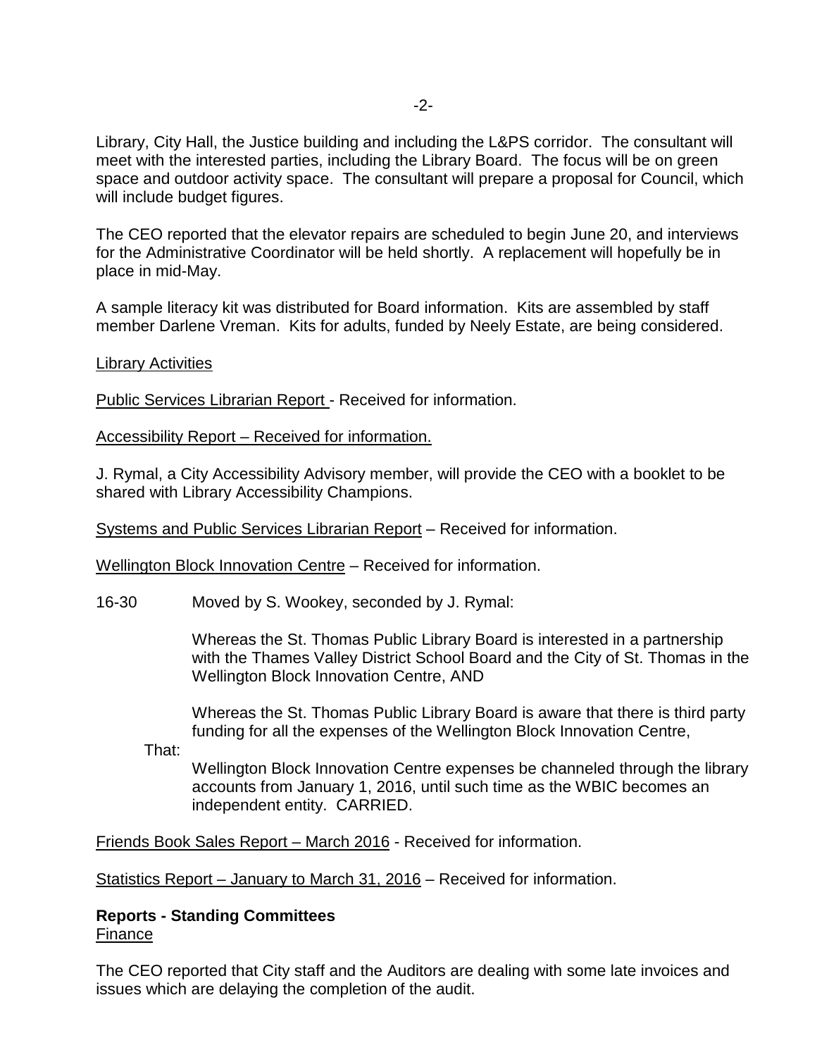Library, City Hall, the Justice building and including the L&PS corridor. The consultant will meet with the interested parties, including the Library Board. The focus will be on green space and outdoor activity space. The consultant will prepare a proposal for Council, which will include budget figures.

The CEO reported that the elevator repairs are scheduled to begin June 20, and interviews for the Administrative Coordinator will be held shortly. A replacement will hopefully be in place in mid-May.

A sample literacy kit was distributed for Board information. Kits are assembled by staff member Darlene Vreman. Kits for adults, funded by Neely Estate, are being considered.

Library Activities

Public Services Librarian Report - Received for information.

Accessibility Report – Received for information.

J. Rymal, a City Accessibility Advisory member, will provide the CEO with a booklet to be shared with Library Accessibility Champions.

Systems and Public Services Librarian Report – Received for information.

Wellington Block Innovation Centre – Received for information.

16-30 Moved by S. Wookey, seconded by J. Rymal:

> Whereas the St. Thomas Public Library Board is interested in a partnership with the Thames Valley District School Board and the City of St. Thomas in the Wellington Block Innovation Centre, AND
>
> Whereas the St. Thomas Public Library Board is aware that there is third party funding for all the expenses of the Wellington Block Innovation Centre,
>
> That:
>
> Wellington Block Innovation Centre expenses be channeled through the library accounts from January 1, 2016, until such time as the WBIC becomes an independent entity. CARRIED.

Friends Book Sales Report – March 2016 - Received for information.

Statistics Report – January to March 31, 2016 – Received for information.

**Reports - Standing Committees**

Finance

The CEO reported that City staff and the Auditors are dealing with some late invoices and issues which are delaying the completion of the audit.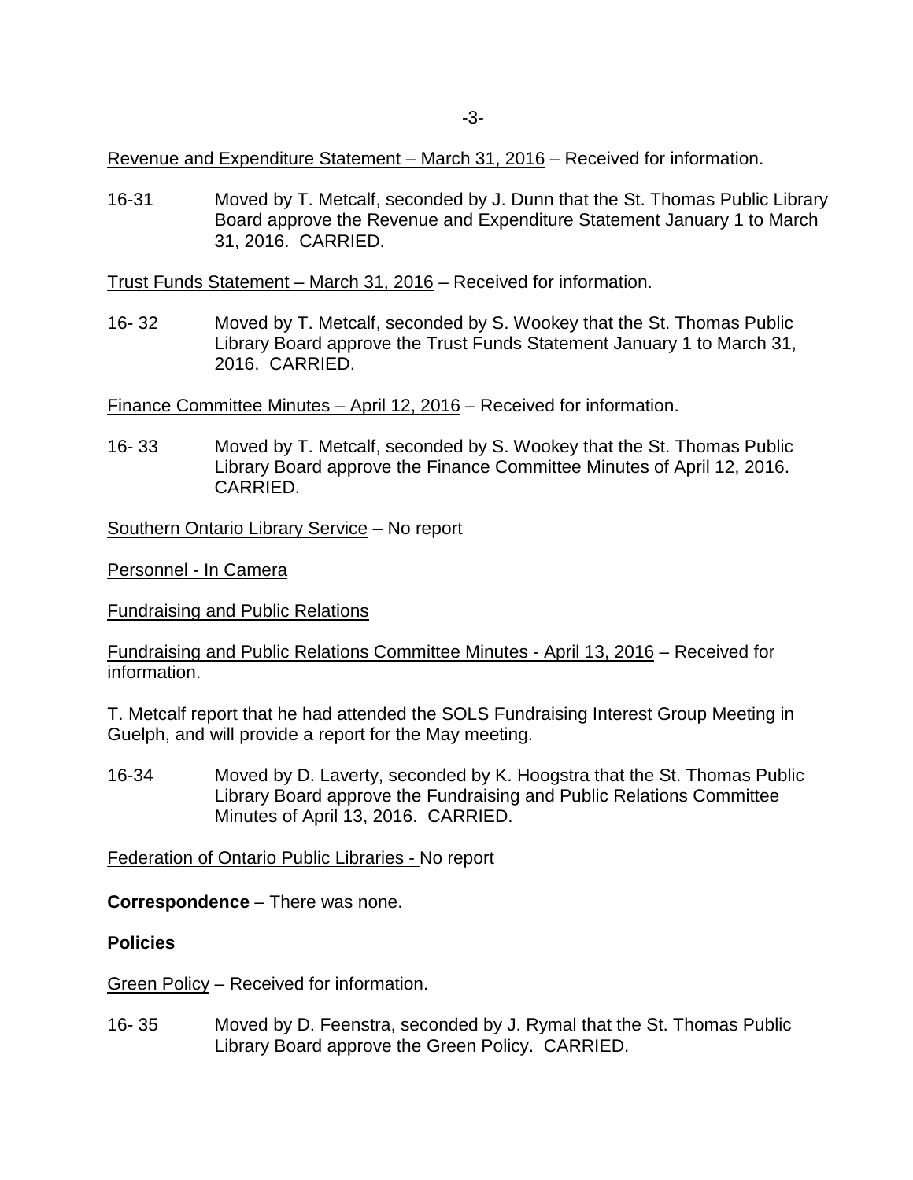Revenue and Expenditure Statement – March 31, 2016 – Received for information.

16-31 Moved by T. Metcalf, seconded by J. Dunn that the St. Thomas Public Library Board approve the Revenue and Expenditure Statement January 1 to March 31, 2016. CARRIED.

Trust Funds Statement – March 31, 2016 – Received for information.

16- 32 Moved by T. Metcalf, seconded by S. Wookey that the St. Thomas Public Library Board approve the Trust Funds Statement January 1 to March 31, 2016. CARRIED.

Finance Committee Minutes – April 12, 2016 – Received for information.

16- 33 Moved by T. Metcalf, seconded by S. Wookey that the St. Thomas Public Library Board approve the Finance Committee Minutes of April 12, 2016. CARRIED.

Southern Ontario Library Service – No report

Personnel - In Camera

Fundraising and Public Relations

Fundraising and Public Relations Committee Minutes - April 13, 2016 – Received for information.

T. Metcalf report that he had attended the SOLS Fundraising Interest Group Meeting in Guelph, and will provide a report for the May meeting.

16-34 Moved by D. Laverty, seconded by K. Hoogstra that the St. Thomas Public Library Board approve the Fundraising and Public Relations Committee Minutes of April 13, 2016. CARRIED.

Federation of Ontario Public Libraries - No report

**Correspondence** – There was none.

**Policies**

Green Policy – Received for information.

16- 35 Moved by D. Feenstra, seconded by J. Rymal that the St. Thomas Public Library Board approve the Green Policy. CARRIED.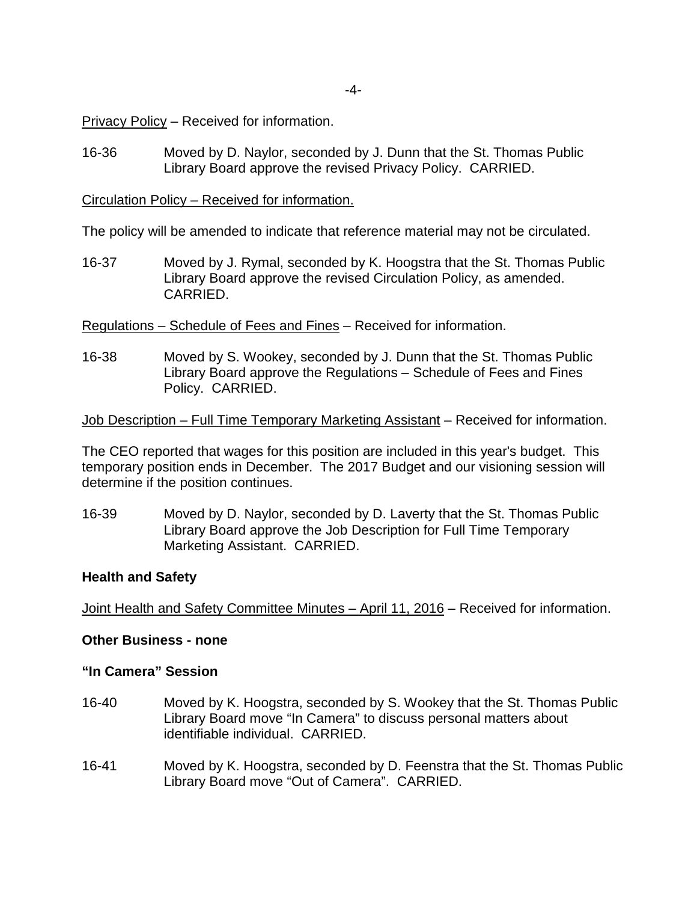<u>Privacy Policy</u> – Received for information.

16-36 Moved by D. Naylor, seconded by J. Dunn that the St. Thomas Public Library Board approve the revised Privacy Policy. CARRIED.

<u>Circulation Policy – Received for information.</u>

The policy will be amended to indicate that reference material may not be circulated.

16-37 Moved by J. Rymal, seconded by K. Hoogstra that the St. Thomas Public Library Board approve the revised Circulation Policy, as amended. CARRIED.

<u>Regulations – Schedule of Fees and Fines</u> – Received for information.

16-38 Moved by S. Wookey, seconded by J. Dunn that the St. Thomas Public Library Board approve the Regulations – Schedule of Fees and Fines Policy. CARRIED.

<u>Job Description – Full Time Temporary Marketing Assistant</u> – Received for information.

The CEO reported that wages for this position are included in this year's budget. This temporary position ends in December. The 2017 Budget and our visioning session will determine if the position continues.

16-39 Moved by D. Naylor, seconded by D. Laverty that the St. Thomas Public Library Board approve the Job Description for Full Time Temporary Marketing Assistant. CARRIED.

**Health and Safety**

<u>Joint Health and Safety Committee Minutes – April 11, 2016</u> – Received for information.

**Other Business - none**

**"In Camera" Session**

16-40 Moved by K. Hoogstra, seconded by S. Wookey that the St. Thomas Public Library Board move "In Camera" to discuss personal matters about identifiable individual. CARRIED.

16-41 Moved by K. Hoogstra, seconded by D. Feenstra that the St. Thomas Public Library Board move "Out of Camera". CARRIED.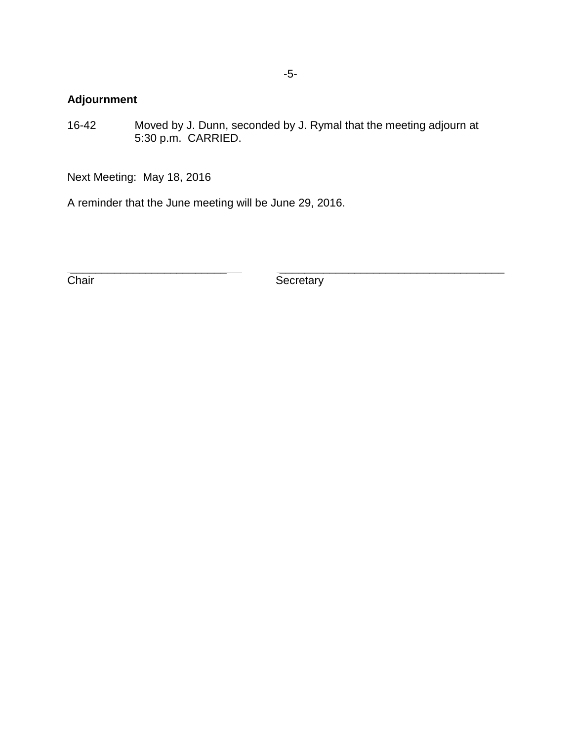**Adjournment**

16-42 Moved by J. Dunn, seconded by J. Rymal that the meeting adjourn at 5:30 p.m. CARRIED.

Next Meeting: May 18, 2016

A reminder that the June meeting will be June 29, 2016.

_____________________________ _________________________________________

Chair Secretary